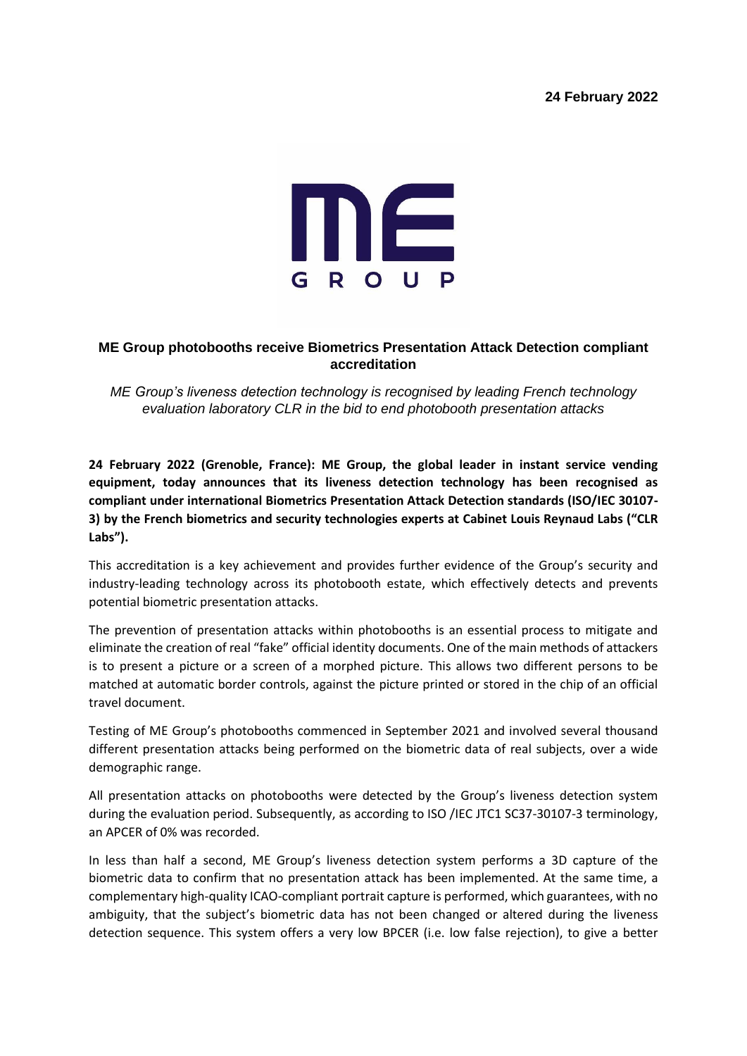24 February 2022

ME GROUP

## ME Group photobooths receive Biometrics Presentation Attack Detection compliant accreditation

*ME Group's liveness detection technology is recognised by leading French technology evaluation laboratory CLR in the bid to end photobooth presentation attacks*

**24 February 2022 (Grenoble, France): ME Group, the global leader in instant service vending equipment, today announces that its liveness detection technology has been recognised as compliant under international Biometrics Presentation Attack Detection standards (ISO/IEC 30107-3) by the French biometrics and security technologies experts at Cabinet Louis Reynaud Labs ("CLR Labs").**

This accreditation is a key achievement and provides further evidence of the Group's security and industry-leading technology across its photobooth estate, which effectively detects and prevents potential biometric presentation attacks.

The prevention of presentation attacks within photobooths is an essential process to mitigate and eliminate the creation of real "fake" official identity documents. One of the main methods of attackers is to present a picture or a screen of a morphed picture. This allows two different persons to be matched at automatic border controls, against the picture printed or stored in the chip of an official travel document.

Testing of ME Group's photobooths commenced in September 2021 and involved several thousand different presentation attacks being performed on the biometric data of real subjects, over a wide demographic range.

All presentation attacks on photobooths were detected by the Group's liveness detection system during the evaluation period. Subsequently, as according to ISO /IEC JTC1 SC37-30107-3 terminology, an APCER of 0% was recorded.

In less than half a second, ME Group's liveness detection system performs a 3D capture of the biometric data to confirm that no presentation attack has been implemented. At the same time, a complementary high-quality ICAO-compliant portrait capture is performed, which guarantees, with no ambiguity, that the subject's biometric data has not been changed or altered during the liveness detection sequence. This system offers a very low BPCER (i.e. low false rejection), to give a better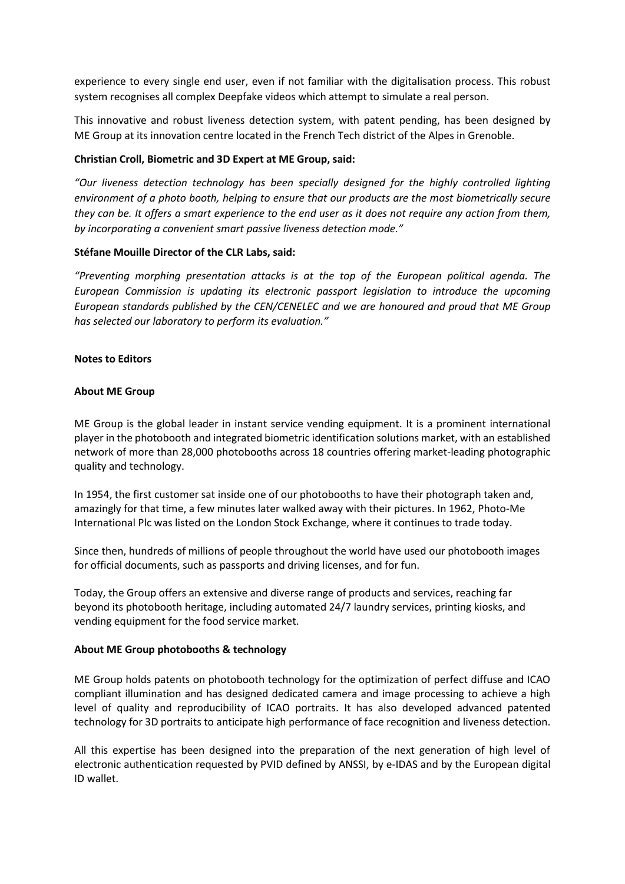experience to every single end user, even if not familiar with the digitalisation process. This robust system recognises all complex Deepfake videos which attempt to simulate a real person.

This innovative and robust liveness detection system, with patent pending, has been designed by ME Group at its innovation centre located in the French Tech district of the Alpes in Grenoble.

**Christian Croll, Biometric and 3D Expert at ME Group, said:**

*"Our liveness detection technology has been specially designed for the highly controlled lighting environment of a photo booth, helping to ensure that our products are the most biometrically secure they can be. It offers a smart experience to the end user as it does not require any action from them, by incorporating a convenient smart passive liveness detection mode."*

**Stéfane Mouille Director of the CLR Labs, said:**

*"Preventing morphing presentation attacks is at the top of the European political agenda. The European Commission is updating its electronic passport legislation to introduce the upcoming European standards published by the CEN/CENELEC and we are honoured and proud that ME Group has selected our laboratory to perform its evaluation."*

**Notes to Editors**

**About ME Group**

ME Group is the global leader in instant service vending equipment. It is a prominent international player in the photobooth and integrated biometric identification solutions market, with an established network of more than 28,000 photobooths across 18 countries offering market-leading photographic quality and technology.

In 1954, the first customer sat inside one of our photobooths to have their photograph taken and, amazingly for that time, a few minutes later walked away with their pictures. In 1962, Photo-Me International Plc was listed on the London Stock Exchange, where it continues to trade today.

Since then, hundreds of millions of people throughout the world have used our photobooth images for official documents, such as passports and driving licenses, and for fun.

Today, the Group offers an extensive and diverse range of products and services, reaching far beyond its photobooth heritage, including automated 24/7 laundry services, printing kiosks, and vending equipment for the food service market.

**About ME Group photobooths & technology**

ME Group holds patents on photobooth technology for the optimization of perfect diffuse and ICAO compliant illumination and has designed dedicated camera and image processing to achieve a high level of quality and reproducibility of ICAO portraits. It has also developed advanced patented technology for 3D portraits to anticipate high performance of face recognition and liveness detection.

All this expertise has been designed into the preparation of the next generation of high level of electronic authentication requested by PVID defined by ANSSI, by e-IDAS and by the European digital ID wallet.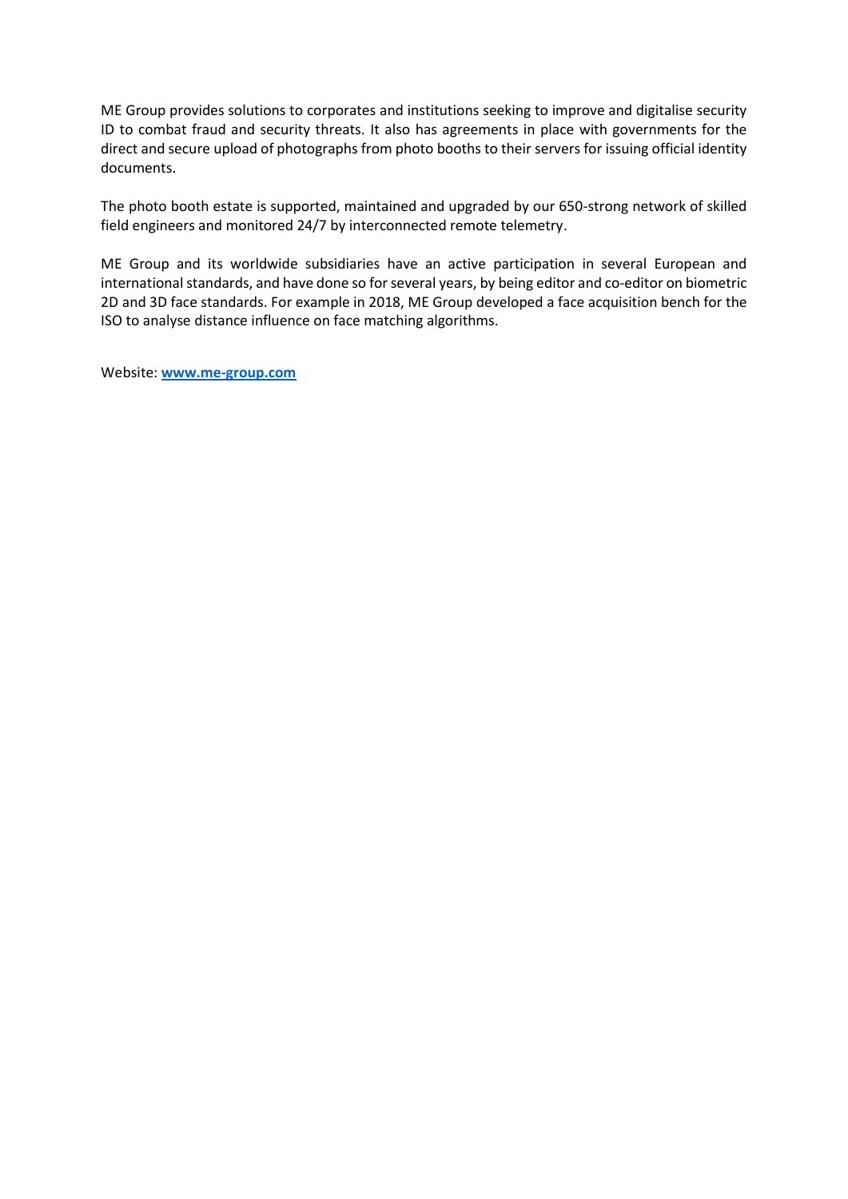ME Group provides solutions to corporates and institutions seeking to improve and digitalise security ID to combat fraud and security threats. It also has agreements in place with governments for the direct and secure upload of photographs from photo booths to their servers for issuing official identity documents.

The photo booth estate is supported, maintained and upgraded by our 650-strong network of skilled field engineers and monitored 24/7 by interconnected remote telemetry.

ME Group and its worldwide subsidiaries have an active participation in several European and international standards, and have done so for several years, by being editor and co-editor on biometric 2D and 3D face standards. For example in 2018, ME Group developed a face acquisition bench for the ISO to analyse distance influence on face matching algorithms.

Website: **[www.me-group.com](http://www.me-group.com)**